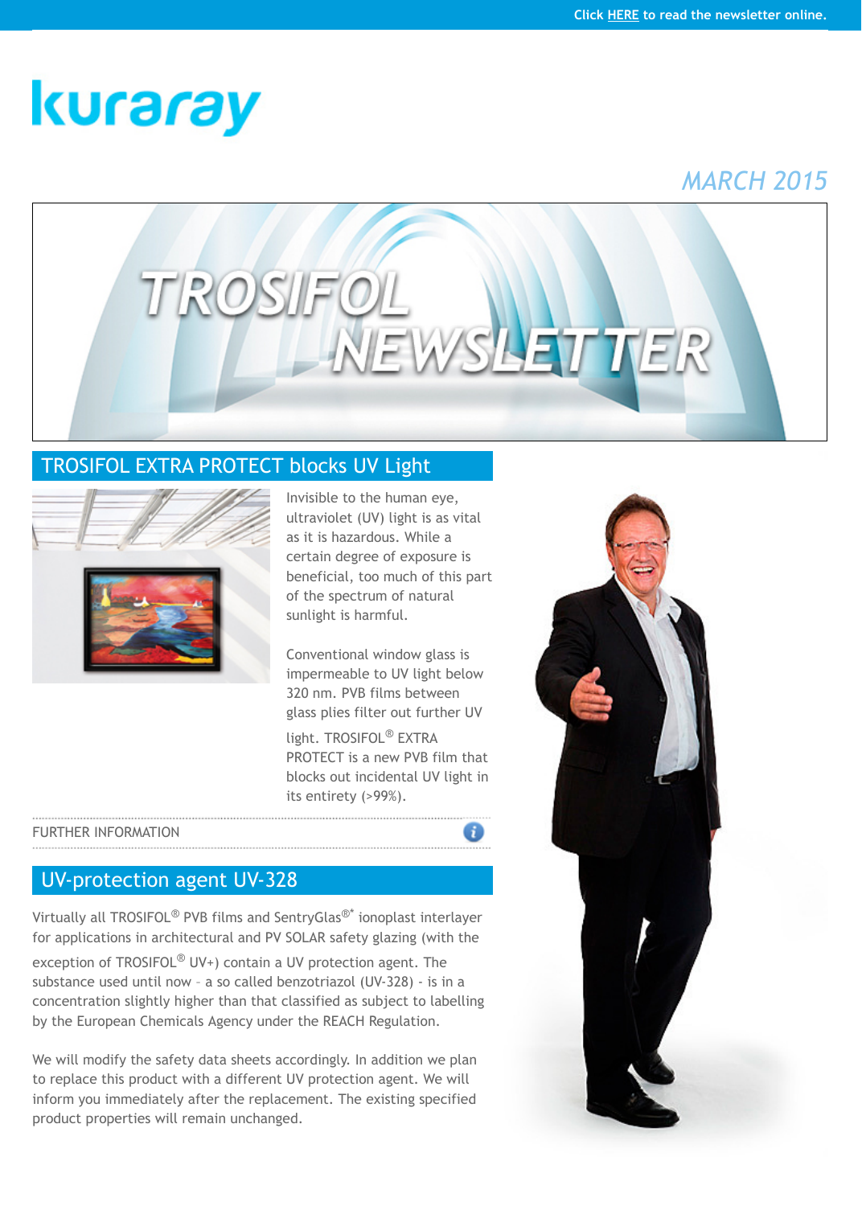Click HERE to read the newsletter online.

kuraray

*MARCH 2015*

# TROSIFOL NEWSLETTER

## TROSIFOL EXTRA PROTECT blocks UV Light

Invisible to the human eye, ultraviolet (UV) light is as vital as it is hazardous. While a certain degree of exposure is beneficial, too much of this part of the spectrum of natural sunlight is harmful.

Conventional window glass is impermeable to UV light below 320 nm. PVB films between glass plies filter out further UV light. TROSIFOL® EXTRA PROTECT is a new PVB film that blocks out incidental UV light in its entirety (>99%).

FURTHER INFORMATION

## UV-protection agent UV-328

Virtually all TROSIFOL® PVB films and SentryGlas®* ionoplast interlayer for applications in architectural and PV SOLAR safety glazing (with the exception of TROSIFOL® UV+) contain a UV protection agent. The substance used until now – a so called benzotriazol (UV-328) - is in a concentration slightly higher than that classified as subject to labelling by the European Chemicals Agency under the REACH Regulation.

We will modify the safety data sheets accordingly. In addition we plan to replace this product with a different UV protection agent. We will inform you immediately after the replacement. The existing specified product properties will remain unchanged.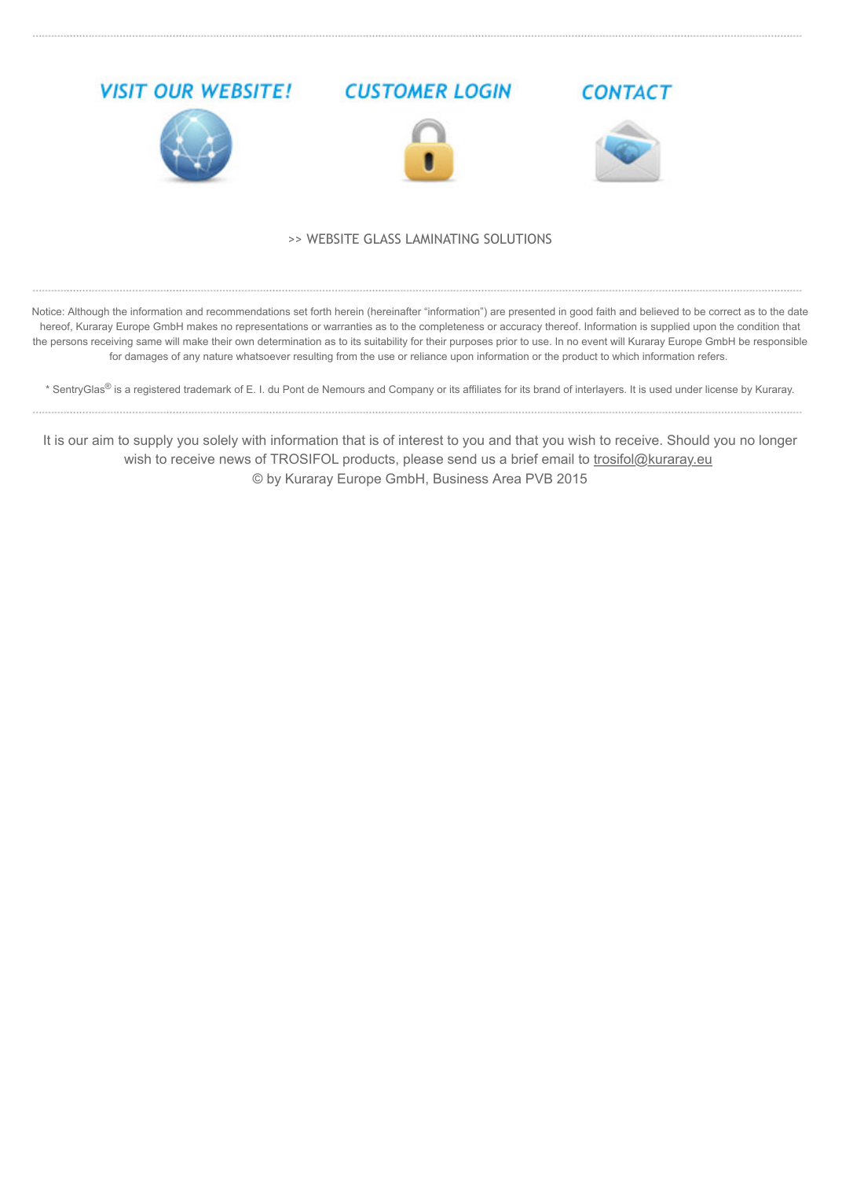VISIT OUR WEBSITE! CUSTOMER LOGIN CONTACT

>> WEBSITE GLASS LAMINATING SOLUTIONS

---

Notice: Although the information and recommendations set forth herein (hereinafter "information") are presented in good faith and believed to be correct as to the date hereof, Kuraray Europe GmbH makes no representations or warranties as to the completeness or accuracy thereof. Information is supplied upon the condition that the persons receiving same will make their own determination as to its suitability for their purposes prior to use. In no event will Kuraray Europe GmbH be responsible for damages of any nature whatsoever resulting from the use or reliance upon information or the product to which information refers.

* SentryGlas® is a registered trademark of E. I. du Pont de Nemours and Company or its affiliates for its brand of interlayers. It is used under license by Kuraray.

---

It is our aim to supply you solely with information that is of interest to you and that you wish to receive. Should you no longer wish to receive news of TROSIFOL products, please send us a brief email to trosifol@kuraray.eu
© by Kuraray Europe GmbH, Business Area PVB 2015